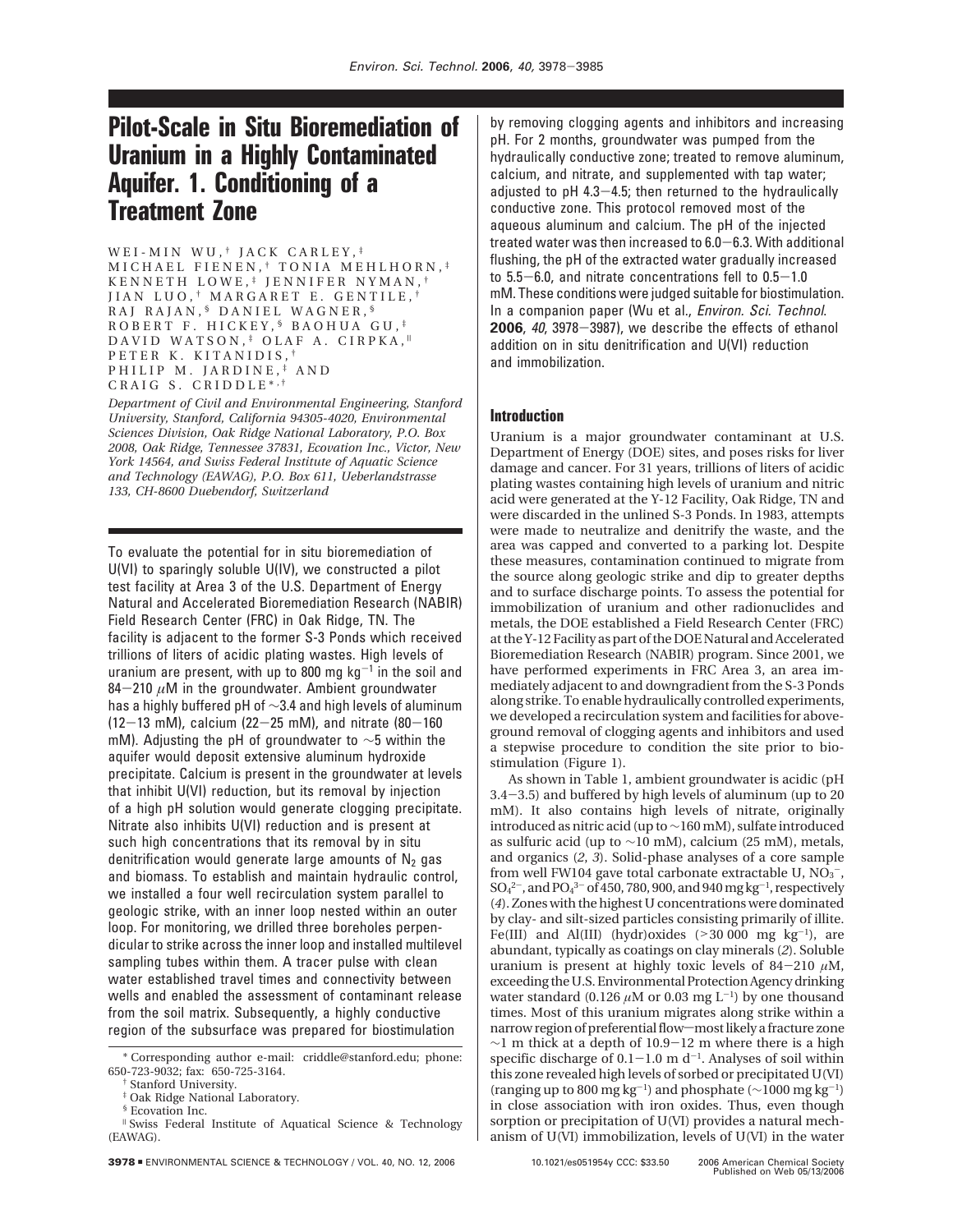# Pilot-Scale in Situ Bioremediation of Uranium in a Highly Contaminated Aquifer. 1. Conditioning of a Treatment Zone

WEI-MIN WU,[†] JACK CARLEY,[‡] MICHAEL FIENEN,[†] TONIA MEHLHORN,[‡] KENNETH LOWE,[‡] JENNIFER NYMAN,[†] JIAN LUO,[†] MARGARET E. GENTILE,[†] RAJ RAJAN,[§] DANIEL WAGNER,[§] ROBERT F. HICKEY,[§] BAOHUA GU,[‡] DAVID WATSON,[‡] OLAF A. CIRPKA,[∥] PETER K. KITANIDIS,[†] PHILIP M. JARDINE,[‡] AND CRAIG S. CRIDDLE*,[†]

*Department of Civil and Environmental Engineering, Stanford University, Stanford, California 94305-4020, Environmental Sciences Division, Oak Ridge National Laboratory, P.O. Box 2008, Oak Ridge, Tennessee 37831, Ecovation Inc., Victor, New York 14564, and Swiss Federal Institute of Aquatic Science and Technology (EAWAG), P.O. Box 611, Ueberlandstrasse 133, CH-8600 Duebendorf, Switzerland*

To evaluate the potential for in situ bioremediation of U(VI) to sparingly soluble U(IV), we constructed a pilot test facility at Area 3 of the U.S. Department of Energy Natural and Accelerated Bioremediation Research (NABIR) Field Research Center (FRC) in Oak Ridge, TN. The facility is adjacent to the former S-3 Ponds which received trillions of liters of acidic plating wastes. High levels of uranium are present, with up to 800 mg kg$^{-1}$ in the soil and 84–210 $\mu$M in the groundwater. Ambient groundwater has a highly buffered pH of ~3.4 and high levels of aluminum (12–13 mM), calcium (22–25 mM), and nitrate (80–160 mM). Adjusting the pH of groundwater to ~5 within the aquifer would deposit extensive aluminum hydroxide precipitate. Calcium is present in the groundwater at levels that inhibit U(VI) reduction, but its removal by injection of a high pH solution would generate clogging precipitate. Nitrate also inhibits U(VI) reduction and is present at such high concentrations that its removal by in situ denitrification would generate large amounts of $N_2$ gas and biomass. To establish and maintain hydraulic control, we installed a four well recirculation system parallel to geologic strike, with an inner loop nested within an outer loop. For monitoring, we drilled three boreholes perpendicular to strike across the inner loop and installed multilevel sampling tubes within them. A tracer pulse with clean water established travel times and connectivity between wells and enabled the assessment of contaminant release from the soil matrix. Subsequently, a highly conductive region of the subsurface was prepared for biostimulation by removing clogging agents and inhibitors and increasing pH. For 2 months, groundwater was pumped from the hydraulically conductive zone; treated to remove aluminum, calcium, and nitrate, and supplemented with tap water; adjusted to pH 4.3–4.5; then returned to the hydraulically conductive zone. This protocol removed most of the aqueous aluminum and calcium. The pH of the injected treated water was then increased to 6.0–6.3. With additional flushing, the pH of the extracted water gradually increased to 5.5–6.0, and nitrate concentrations fell to 0.5–1.0 mM. These conditions were judged suitable for biostimulation. In a companion paper (Wu et al., *Environ. Sci. Technol.* **2006**, *40*, 3978–3987), we describe the effects of ethanol addition on in situ denitrification and U(VI) reduction and immobilization.

## Introduction

Uranium is a major groundwater contaminant at U.S. Department of Energy (DOE) sites, and poses risks for liver damage and cancer. For 31 years, trillions of liters of acidic plating wastes containing high levels of uranium and nitric acid were generated at the Y-12 Facility, Oak Ridge, TN and were discarded in the unlined S-3 Ponds. In 1983, attempts were made to neutralize and denitrify the waste, and the area was capped and converted to a parking lot. Despite these measures, contamination continued to migrate from the source along geologic strike and dip to greater depths and to surface discharge points. To assess the potential for immobilization of uranium and other radionuclides and metals, the DOE established a Field Research Center (FRC) at the Y-12 Facility as part of the DOE Natural and Accelerated Bioremediation Research (NABIR) program. Since 2001, we have performed experiments in FRC Area 3, an area immediately adjacent to and downgradient from the S-3 Ponds along strike. To enable hydraulically controlled experiments, we developed a recirculation system and facilities for aboveground removal of clogging agents and inhibitors and used a stepwise procedure to condition the site prior to biostimulation (Figure 1).

As shown in Table 1, ambient groundwater is acidic (pH 3.4–3.5) and buffered by high levels of aluminum (up to 20 mM). It also contains high levels of nitrate, originally introduced as nitric acid (up to ~160 mM), sulfate introduced as sulfuric acid (up to ~10 mM), calcium (25 mM), metals, and organics (*2*, *3*). Solid-phase analyses of a core sample from well FW104 gave total carbonate extractable U, $NO_3^-$, $SO_4^{2-}$, and $PO_4^{3-}$ of 450, 780, 900, and 940 mg kg$^{-1}$, respectively (*4*). Zones with the highest U concentrations were dominated by clay- and silt-sized particles consisting primarily of illite. Fe(III) and Al(III) (hydr)oxides (>30 000 mg kg$^{-1}$), are abundant, typically as coatings on clay minerals (*2*). Soluble uranium is present at highly toxic levels of 84–210 $\mu$M, exceeding the U.S. Environmental Protection Agency drinking water standard (0.126 $\mu$M or 0.03 mg L$^{-1}$) by one thousand times. Most of this uranium migrates along strike within a narrow region of preferential flow—most likely a fracture zone ~1 m thick at a depth of 10.9–12 m where there is a high specific discharge of 0.1–1.0 m d$^{-1}$. Analyses of soil within this zone revealed high levels of sorbed or precipitated U(VI) (ranging up to 800 mg kg$^{-1}$) and phosphate (~1000 mg kg$^{-1}$) in close association with iron oxides. Thus, even though sorption or precipitation of U(VI) provides a natural mechanism of U(VI) immobilization, levels of U(VI) in the water

\* Corresponding author e-mail: criddle@stanford.edu; phone: 650-723-9032; fax: 650-725-3164.

[†] Stanford University.

[‡] Oak Ridge National Laboratory.

[§] Ecovation Inc.

[∥] Swiss Federal Institute of Aquatical Science & Technology (EAWAG).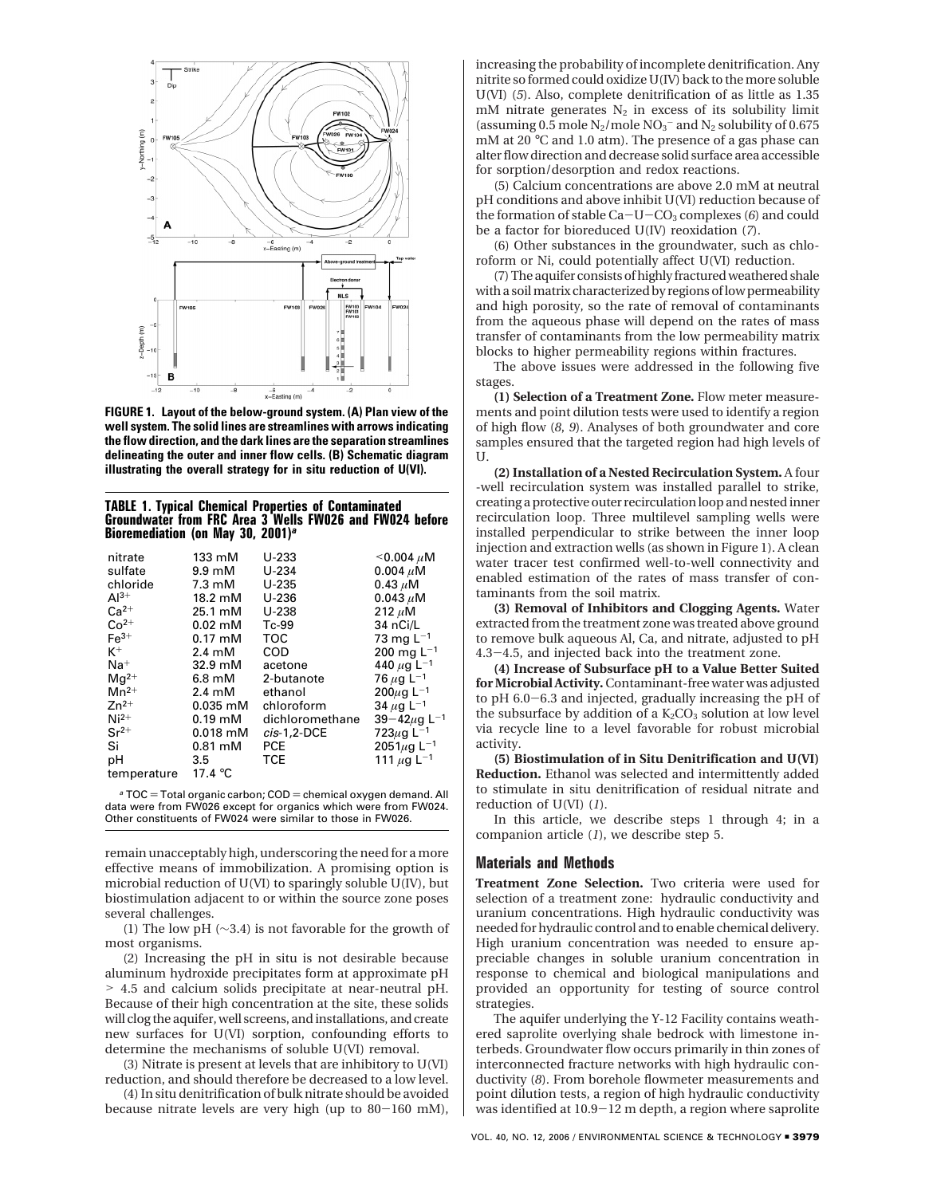FIGURE 1. Layout of the below-ground system. (A) Plan view of the well system. The solid lines are streamlines with arrows indicating the flow direction, and the dark lines are the separation streamlines delineating the outer and inner flow cells. (B) Schematic diagram illustrating the overall strategy for in situ reduction of U(VI).

**TABLE 1. Typical Chemical Properties of Contaminated Groundwater from FRC Area 3 Wells FW026 and FW024 before Bioremediation (on May 30, 2001)[a]**

| | | | |
|---|---|---|---|
| nitrate | 133 mM | U-233 | <0.004 $\mu$M |
| sulfate | 9.9 mM | U-234 | 0.004 $\mu$M |
| chloride | 7.3 mM | U-235 | 0.43 $\mu$M |
| $Al^{3+}$ | 18.2 mM | U-236 | 0.043 $\mu$M |
| $Ca^{2+}$ | 25.1 mM | U-238 | 212 $\mu$M |
| $Co^{2+}$ | 0.02 mM | Tc-99 | 34 nCi/L |
| $Fe^{3+}$ | 0.17 mM | TOC | 73 mg $L^{-1}$ |
| $K^{+}$ | 2.4 mM | COD | 200 mg $L^{-1}$ |
| $Na^{+}$ | 32.9 mM | acetone | 440 $\mu$g $L^{-1}$ |
| $Mg^{2+}$ | 6.8 mM | 2-butanote | 76 $\mu$g $L^{-1}$ |
| $Mn^{2+}$ | 2.4 mM | ethanol | 200$\mu$g $L^{-1}$ |
| $Zn^{2+}$ | 0.035 mM | chloroform | 34 $\mu$g $L^{-1}$ |
| $Ni^{2+}$ | 0.19 mM | dichloromethane | 39–42$\mu$g $L^{-1}$ |
| $Sr^{2+}$ | 0.018 mM | *cis*-1,2-DCE | 723$\mu$g $L^{-1}$ |
| Si | 0.81 mM | PCE | 2051$\mu$g $L^{-1}$ |
| pH | 3.5 | TCE | 111 $\mu$g $L^{-1}$ |
| temperature | 17.4 °C | | |

[a] TOC = Total organic carbon; COD = chemical oxygen demand. All data were from FW026 except for organics which were from FW024. Other constituents of FW024 were similar to those in FW026.

remain unacceptably high, underscoring the need for a more effective means of immobilization. A promising option is microbial reduction of U(VI) to sparingly soluble U(IV), but biostimulation adjacent to or within the source zone poses several challenges.

(1) The low pH (~3.4) is not favorable for the growth of most organisms.

(2) Increasing the pH in situ is not desirable because aluminum hydroxide precipitates form at approximate pH > 4.5 and calcium solids precipitate at near-neutral pH. Because of their high concentration at the site, these solids will clog the aquifer, well screens, and installations, and create new surfaces for U(VI) sorption, confounding efforts to determine the mechanisms of soluble U(VI) removal.

(3) Nitrate is present at levels that are inhibitory to U(VI) reduction, and should therefore be decreased to a low level.

(4) In situ denitrification of bulk nitrate should be avoided because nitrate levels are very high (up to 80–160 mM), increasing the probability of incomplete denitrification. Any nitrite so formed could oxidize U(IV) back to the more soluble U(VI) (*5*). Also, complete denitrification of as little as 1.35 mM nitrate generates $N_2$ in excess of its solubility limit (assuming 0.5 mole $N_2$/mole $NO_3^-$ and $N_2$ solubility of 0.675 mM at 20 °C and 1.0 atm). The presence of a gas phase can alter flow direction and decrease solid surface area accessible for sorption/desorption and redox reactions.

(5) Calcium concentrations are above 2.0 mM at neutral pH conditions and above inhibit U(VI) reduction because of the formation of stable Ca–U–$CO_3$ complexes (*6*) and could be a factor for bioreduced U(IV) reoxidation (*7*).

(6) Other substances in the groundwater, such as chloroform or Ni, could potentially affect U(VI) reduction.

(7) The aquifer consists of highly fractured weathered shale with a soil matrix characterized by regions of low permeability and high porosity, so the rate of removal of contaminants from the aqueous phase will depend on the rates of mass transfer of contaminants from the low permeability matrix blocks to higher permeability regions within fractures.

The above issues were addressed in the following five stages.

**(1) Selection of a Treatment Zone.** Flow meter measurements and point dilution tests were used to identify a region of high flow (*8*, *9*). Analyses of both groundwater and core samples ensured that the targeted region had high levels of U.

**(2) Installation of a Nested Recirculation System.** A four -well recirculation system was installed parallel to strike, creating a protective outer recirculation loop and nested inner recirculation loop. Three multilevel sampling wells were installed perpendicular to strike between the inner loop injection and extraction wells (as shown in Figure 1). A clean water tracer test confirmed well-to-well connectivity and enabled estimation of the rates of mass transfer of contaminants from the soil matrix.

**(3) Removal of Inhibitors and Clogging Agents.** Water extracted from the treatment zone was treated above ground to remove bulk aqueous Al, Ca, and nitrate, adjusted to pH 4.3–4.5, and injected back into the treatment zone.

**(4) Increase of Subsurface pH to a Value Better Suited for Microbial Activity.** Contaminant-free water was adjusted to pH 6.0–6.3 and injected, gradually increasing the pH of the subsurface by addition of a $K_2CO_3$ solution at low level via recycle line to a level favorable for robust microbial activity.

**(5) Biostimulation of in Situ Denitrification and U(VI) Reduction.** Ethanol was selected and intermittently added to stimulate in situ denitrification of residual nitrate and reduction of U(VI) (*1*).

In this article, we describe steps 1 through 4; in a companion article (*1*), we describe step 5.

## Materials and Methods

**Treatment Zone Selection.** Two criteria were used for selection of a treatment zone: hydraulic conductivity and uranium concentrations. High hydraulic conductivity was needed for hydraulic control and to enable chemical delivery. High uranium concentration was needed to ensure appreciable changes in soluble uranium concentration in response to chemical and biological manipulations and provided an opportunity for testing of source control strategies.

The aquifer underlying the Y-12 Facility contains weathered saprolite overlying shale bedrock with limestone interbeds. Groundwater flow occurs primarily in thin zones of interconnected fracture networks with high hydraulic conductivity (*8*). From borehole flowmeter measurements and point dilution tests, a region of high hydraulic conductivity was identified at 10.9–12 m depth, a region where saprolite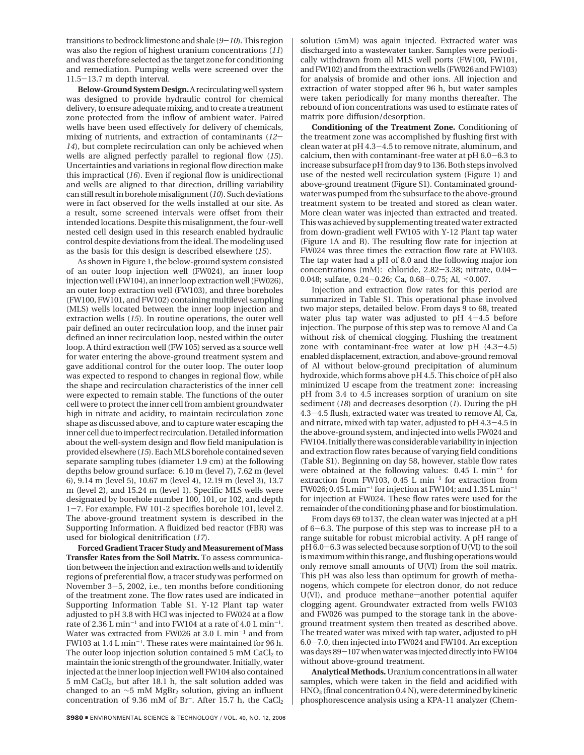transitions to bedrock limestone and shale (*9*−*10*). This region was also the region of highest uranium concentrations (*11*) and was therefore selected as the target zone for conditioning and remediation. Pumping wells were screened over the 11.5−13.7 m depth interval.

**Below-Ground System Design.** A recirculating well system was designed to provide hydraulic control for chemical delivery, to ensure adequate mixing, and to create a treatment zone protected from the inflow of ambient water. Paired wells have been used effectively for delivery of chemicals, mixing of nutrients, and extraction of contaminants (*12*−*14*), but complete recirculation can only be achieved when wells are aligned perfectly parallel to regional flow (*15*). Uncertainties and variations in regional flow direction make this impractical (*16*). Even if regional flow is unidirectional and wells are aligned to that direction, drilling variability can still result in borehole misalignment (*10*). Such deviations were in fact observed for the wells installed at our site. As a result, some screened intervals were offset from their intended locations. Despite this misalignment, the four-well nested cell design used in this research enabled hydraulic control despite deviations from the ideal. The modeling used as the basis for this design is described elsewhere (*15*).

As shown in Figure 1, the below-ground system consisted of an outer loop injection well (FW024), an inner loop injection well (FW104), an inner loop extraction well (FW026), an outer loop extraction well (FW103), and three boreholes (FW100, FW101, and FW102) containing multilevel sampling (MLS) wells located between the inner loop injection and extraction wells (*15*). In routine operations, the outer well pair defined an outer recirculation loop, and the inner pair defined an inner recirculation loop, nested within the outer loop. A third extraction well (FW 105) served as a source well for water entering the above-ground treatment system and gave additional control for the outer loop. The outer loop was expected to respond to changes in regional flow, while the shape and recirculation characteristics of the inner cell were expected to remain stable. The functions of the outer cell were to protect the inner cell from ambient groundwater high in nitrate and acidity, to maintain recirculation zone shape as discussed above, and to capture water escaping the inner cell due to imperfect recirculation. Detailed information about the well-system design and flow field manipulation is provided elsewhere (*15*). Each MLS borehole contained seven separate sampling tubes (diameter 1.9 cm) at the following depths below ground surface: 6.10 m (level 7), 7.62 m (level 6), 9.14 m (level 5), 10.67 m (level 4), 12.19 m (level 3), 13.7 m (level 2), and 15.24 m (level 1). Specific MLS wells were designated by borehole number 100, 101, or 102, and depth 1−7. For example, FW 101-2 specifies borehole 101, level 2. The above-ground treatment system is described in the Supporting Information. A fluidized bed reactor (FBR) was used for biological denitrification (*17*).

**Forced Gradient Tracer Study and Measurement of Mass Transfer Rates from the Soil Matrix.** To assess communication between the injection and extraction wells and to identify regions of preferential flow, a tracer study was performed on November 3−5, 2002, i.e., ten months before conditioning of the treatment zone. The flow rates used are indicated in Supporting Information Table S1. Y-12 Plant tap water adjusted to pH 3.8 with HCl was injected to FW024 at a flow rate of 2.36 L min$^{-1}$ and into FW104 at a rate of 4.0 L min$^{-1}$. Water was extracted from FW026 at 3.0 L min$^{-1}$ and from FW103 at 1.4 L min$^{-1}$. These rates were maintained for 96 h. The outer loop injection solution contained 5 mM $CaCl_2$ to maintain the ionic strength of the groundwater. Initially, water injected at the inner loop injection well FW104 also contained 5 mM $CaCl_2$, but after 18.1 h, the salt solution added was changed to an ~5 mM $MgBr_2$ solution, giving an influent concentration of 9.36 mM of $Br^-$. After 15.7 h, the $CaCl_2$ solution (5mM) was again injected. Extracted water was discharged into a wastewater tanker. Samples were periodically withdrawn from all MLS well ports (FW100, FW101, and FW102) and from the extraction wells (FW026 and FW103) for analysis of bromide and other ions. All injection and extraction of water stopped after 96 h, but water samples were taken periodically for many months thereafter. The rebound of ion concentrations was used to estimate rates of matrix pore diffusion/desorption.

**Conditioning of the Treatment Zone.** Conditioning of the treatment zone was accomplished by flushing first with clean water at pH 4.3−4.5 to remove nitrate, aluminum, and calcium, then with contaminant-free water at pH 6.0−6.3 to increase subsurface pH from day 9 to 136. Both steps involved use of the nested well recirculation system (Figure 1) and above-ground treatment (Figure S1). Contaminated groundwater was pumped from the subsurface to the above-ground treatment system to be treated and stored as clean water. More clean water was injected than extracted and treated. This was achieved by supplementing treated water extracted from down-gradient well FW105 with Y-12 Plant tap water (Figure 1A and B). The resulting flow rate for injection at FW024 was three times the extraction flow rate at FW103. The tap water had a pH of 8.0 and the following major ion concentrations (mM): chloride, 2.82−3.38; nitrate, 0.04−0.048; sulfate, 0.24−0.26; Ca, 0.68−0.75; Al, <0.007.

Injection and extraction flow rates for this period are summarized in Table S1. This operational phase involved two major steps, detailed below. From days 9 to 68, treated water plus tap water was adjusted to pH 4−4.5 before injection. The purpose of this step was to remove Al and Ca without risk of chemical clogging. Flushing the treatment zone with contaminant-free water at low pH (4.3−4.5) enabled displacement, extraction, and above-ground removal of Al without below-ground precipitation of aluminum hydroxide, which forms above pH 4.5. This choice of pH also minimized U escape from the treatment zone: increasing pH from 3.4 to 4.5 increases sorption of uranium on site sediment (*18*) and decreases desorption (*1*). During the pH 4.3−4.5 flush, extracted water was treated to remove Al, Ca, and nitrate, mixed with tap water, adjusted to pH 4.3−4.5 in the above-ground system, and injected into wells FW024 and FW104. Initially there was considerable variability in injection and extraction flow rates because of varying field conditions (Table S1). Beginning on day 58, however, stable flow rates were obtained at the following values: 0.45 L min$^{-1}$ for extraction from FW103, 0.45 L min$^{-1}$ for extraction from FW026; 0.45 L min$^{-1}$ for injection at FW104; and 1.35 L min$^{-1}$ for injection at FW024. These flow rates were used for the remainder of the conditioning phase and for biostimulation.

From days 69 to137, the clean water was injected at a pH of 6−6.3. The purpose of this step was to increase pH to a range suitable for robust microbial activity. A pH range of pH 6.0−6.3 was selected because sorption of U(VI) to the soil is maximum within this range, and flushing operations would only remove small amounts of U(VI) from the soil matrix. This pH was also less than optimum for growth of methanogens, which compete for electron donor, do not reduce U(VI), and produce methane—another potential aquifer clogging agent. Groundwater extracted from wells FW103 and FW026 was pumped to the storage tank in the above-ground treatment system then treated as described above. The treated water was mixed with tap water, adjusted to pH 6.0−7.0, then injected into FW024 and FW104. An exception was days 89−107 when water was injected directly into FW104 without above-ground treatment.

**Analytical Methods.** Uranium concentrations in all water samples, which were taken in the field and acidified with $HNO_3$ (final concentration 0.4 N), were determined by kinetic phosphorescence analysis using a KPA-11 analyzer (Chem-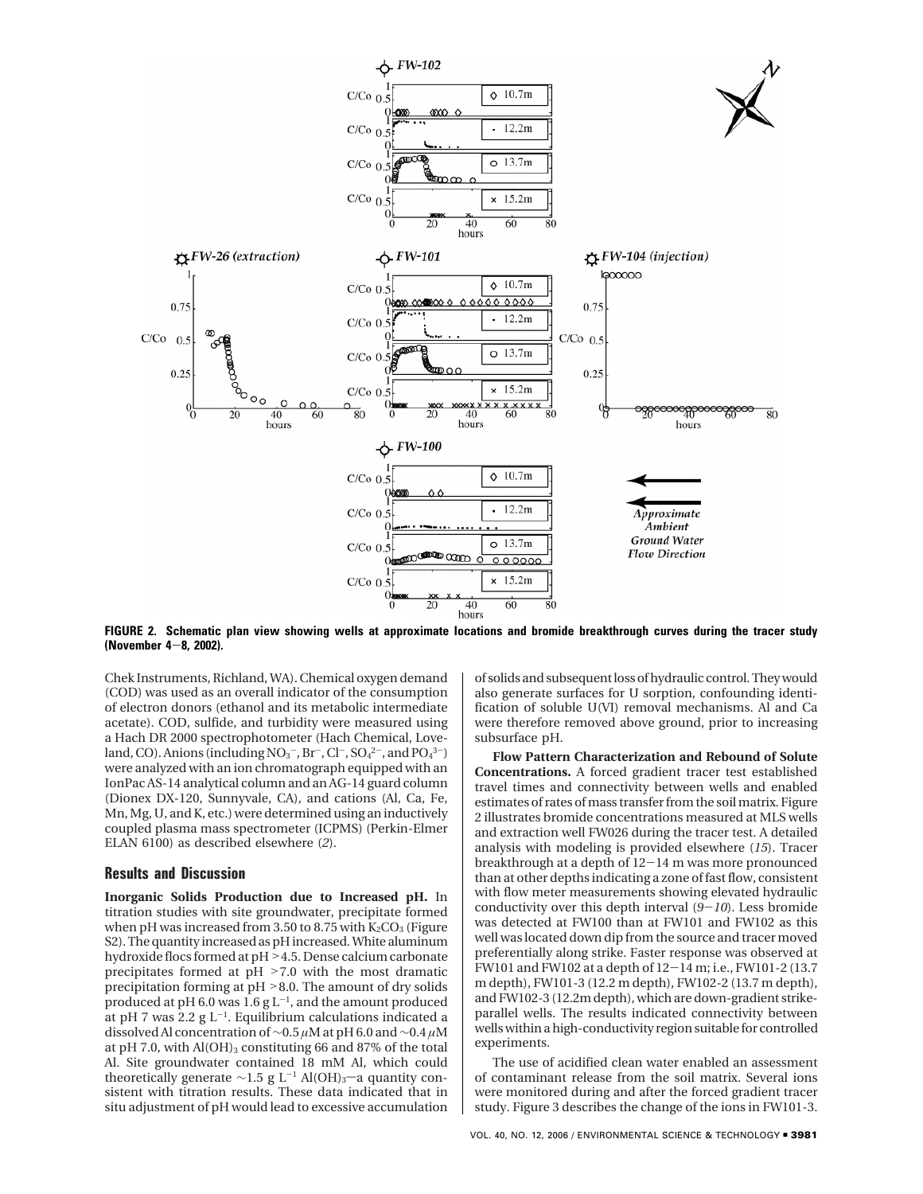**FIGURE 2. Schematic plan view showing wells at approximate locations and bromide breakthrough curves during the tracer study (November 4−8, 2002).**

Chek Instruments, Richland, WA). Chemical oxygen demand (COD) was used as an overall indicator of the consumption of electron donors (ethanol and its metabolic intermediate acetate). COD, sulfide, and turbidity were measured using a Hach DR 2000 spectrophotometer (Hach Chemical, Loveland, CO). Anions (including $NO_3^-$, $Br^-$, $Cl^-$, $SO_4^{2-}$, and $PO_4^{3-}$) were analyzed with an ion chromatograph equipped with an IonPac AS-14 analytical column and an AG-14 guard column (Dionex DX-120, Sunnyvale, CA), and cations (Al, Ca, Fe, Mn, Mg, U, and K, etc.) were determined using an inductively coupled plasma mass spectrometer (ICPMS) (Perkin-Elmer ELAN 6100) as described elsewhere (*2*).

## Results and Discussion

**Inorganic Solids Production due to Increased pH.** In titration studies with site groundwater, precipitate formed when pH was increased from 3.50 to 8.75 with $K_2CO_3$ (Figure S2). The quantity increased as pH increased. White aluminum hydroxide flocs formed at pH >4.5. Dense calcium carbonate precipitates formed at pH >7.0 with the most dramatic precipitation forming at pH >8.0. The amount of dry solids produced at pH 6.0 was 1.6 g $L^{-1}$, and the amount produced at pH 7 was 2.2 g $L^{-1}$. Equilibrium calculations indicated a dissolved Al concentration of ∼0.5 $\mu$M at pH 6.0 and ∼0.4 $\mu$M at pH 7.0, with $Al(OH)_3$ constituting 66 and 87% of the total Al. Site groundwater contained 18 mM Al, which could theoretically generate ∼1.5 g $L^{-1}$ $Al(OH)_3$—a quantity consistent with titration results. These data indicated that in situ adjustment of pH would lead to excessive accumulation of solids and subsequent loss of hydraulic control. They would also generate surfaces for U sorption, confounding identification of soluble U(VI) removal mechanisms. Al and Ca were therefore removed above ground, prior to increasing subsurface pH.

**Flow Pattern Characterization and Rebound of Solute Concentrations.** A forced gradient tracer test established travel times and connectivity between wells and enabled estimates of rates of mass transfer from the soil matrix. Figure 2 illustrates bromide concentrations measured at MLS wells and extraction well FW026 during the tracer test. A detailed analysis with modeling is provided elsewhere (*15*). Tracer breakthrough at a depth of 12−14 m was more pronounced than at other depths indicating a zone of fast flow, consistent with flow meter measurements showing elevated hydraulic conductivity over this depth interval (*9*−*10*). Less bromide was detected at FW100 than at FW101 and FW102 as this well was located down dip from the source and tracer moved preferentially along strike. Faster response was observed at FW101 and FW102 at a depth of 12−14 m; i.e., FW101-2 (13.7 m depth), FW101-3 (12.2 m depth), FW102-2 (13.7 m depth), and FW102-3 (12.2m depth), which are down-gradient strike-parallel wells. The results indicated connectivity between wells within a high-conductivity region suitable for controlled experiments.

The use of acidified clean water enabled an assessment of contaminant release from the soil matrix. Several ions were monitored during and after the forced gradient tracer study. Figure 3 describes the change of the ions in FW101-3.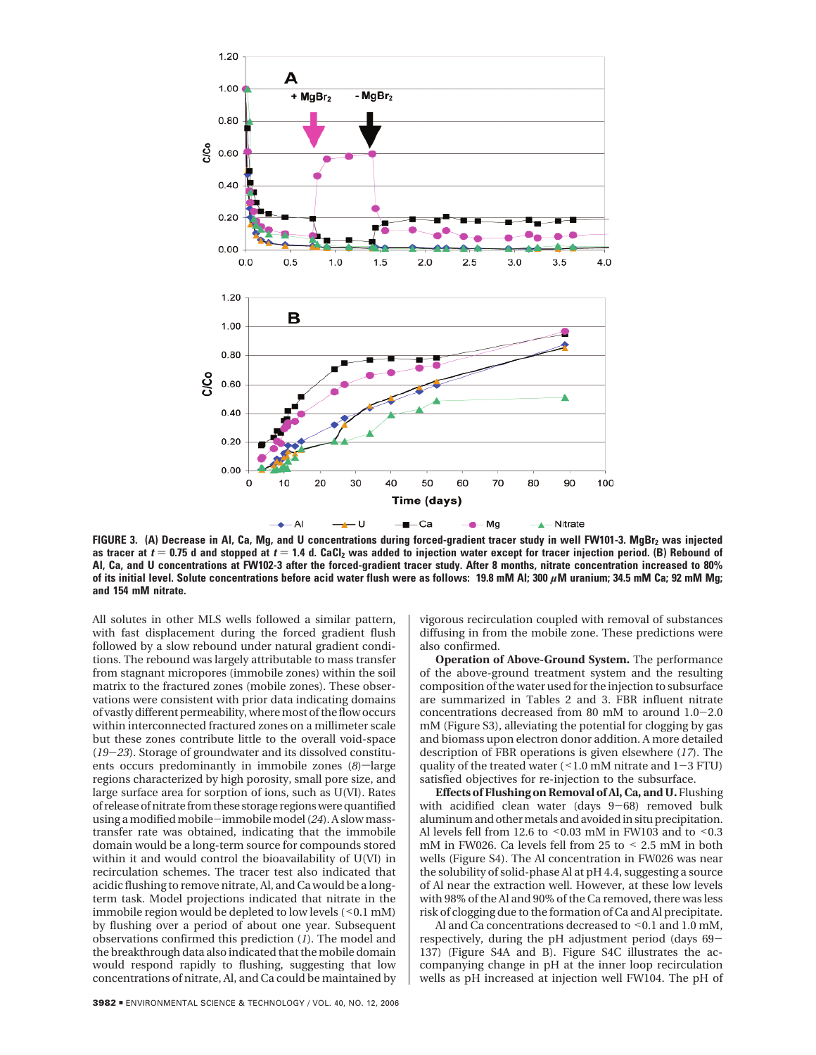**FIGURE 3. (A) Decrease in Al, Ca, Mg, and U concentrations during forced-gradient tracer study in well FW101-3. $MgBr_2$ was injected at $t = 0.75$ d and stopped at $t = 1.4$ d. $CaCl_2$ was added to injection water except for tracer injection period. (B) Rebound of Al, Ca, and U concentrations at FW102-3 after the forced-gradient tracer study. After 8 months, nitrate concentration increased to 80% of its initial level. Solute concentrations before acid water flush were as follows: 19.8 mM Al; 300 $\mu$M uranium; 34.5 mM Ca; 92 mM Mg; and 154 mM nitrate.**

All solutes in other MLS wells followed a similar pattern, with fast displacement during the forced gradient flush followed by a slow rebound under natural gradient conditions. The rebound was largely attributable to mass transfer from stagnant micropores (immobile zones) within the soil matrix to the fractured zones (mobile zones). These observations were consistent with prior data indicating domains of vastly different permeability, where most of the flow occurs within interconnected fractured zones on a millimeter scale but these zones contribute little to the overall void-space (*19*−*23*). Storage of groundwater and its dissolved constituents occurs predominantly in immobile zones (*8*)—large regions characterized by high porosity, small pore size, and large surface area for sorption of ions, such as U(VI). Rates of release of nitrate from these storage regions were quantified using a modified mobile−immobile model (*24*). A slow mass-transfer rate was obtained, indicating that the immobile domain would be a long-term source for compounds stored within it and would control the bioavailability of U(VI) in recirculation schemes. The tracer test also indicated that acidic flushing to remove nitrate, Al, and Ca would be a long-term task. Model projections indicated that nitrate in the immobile region would be depleted to low levels (<0.1 mM) by flushing over a period of about one year. Subsequent observations confirmed this prediction (*1*). The model and the breakthrough data also indicated that the mobile domain would respond rapidly to flushing, suggesting that low concentrations of nitrate, Al, and Ca could be maintained by vigorous recirculation coupled with removal of substances diffusing in from the mobile zone. These predictions were also confirmed.

**Operation of Above-Ground System.** The performance of the above-ground treatment system and the resulting composition of the water used for the injection to subsurface are summarized in Tables 2 and 3. FBR influent nitrate concentrations decreased from 80 mM to around 1.0−2.0 mM (Figure S3), alleviating the potential for clogging by gas and biomass upon electron donor addition. A more detailed description of FBR operations is given elsewhere (*17*). The quality of the treated water (<1.0 mM nitrate and 1−3 FTU) satisfied objectives for re-injection to the subsurface.

**Effects of Flushing on Removal of Al, Ca, and U.** Flushing with acidified clean water (days 9−68) removed bulk aluminum and other metals and avoided in situ precipitation. Al levels fell from 12.6 to <0.03 mM in FW103 and to <0.3 mM in FW026. Ca levels fell from 25 to < 2.5 mM in both wells (Figure S4). The Al concentration in FW026 was near the solubility of solid-phase Al at pH 4.4, suggesting a source of Al near the extraction well. However, at these low levels with 98% of the Al and 90% of the Ca removed, there was less risk of clogging due to the formation of Ca and Al precipitate.

Al and Ca concentrations decreased to <0.1 and 1.0 mM, respectively, during the pH adjustment period (days 69−137) (Figure S4A and B). Figure S4C illustrates the accompanying change in pH at the inner loop recirculation wells as pH increased at injection well FW104. The pH of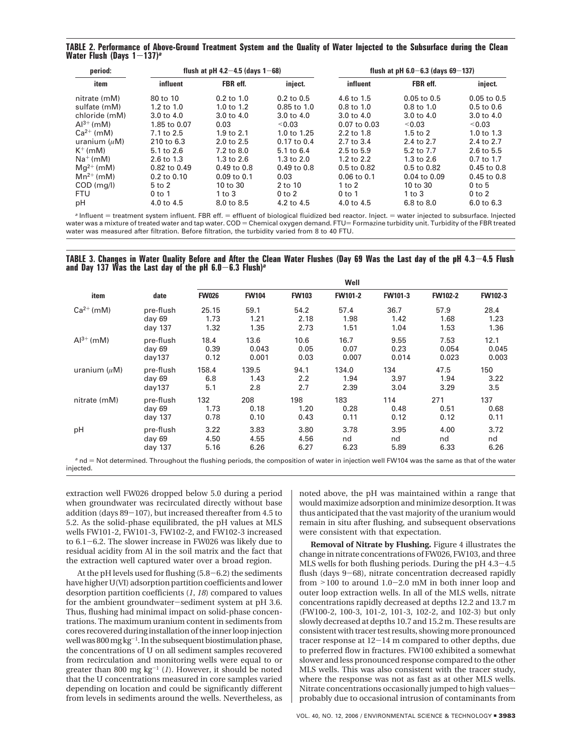**TABLE 2. Performance of Above-Ground Treatment System and the Quality of Water Injected to the Subsurface during the Clean Water Flush (Days 1−137)[a]**

| period: | flush at pH 4.2−4.5 (days 1−68) | | | flush at pH 6.0−6.3 (days 69−137) | | |
|---|---|---|---|---|---|---|
| item | influent | FBR eff. | inject. | influent | FBR eff. | inject. |
| nitrate (mM) | 80 to 10 | 0.2 to 1.0 | 0.2 to 0.5 | 4.6 to 1.5 | 0.05 to 0.5 | 0.05 to 0.5 |
| sulfate (mM) | 1.2 to 1.0 | 1.0 to 1.2 | 0.85 to 1.0 | 0.8 to 1.0 | 0.8 to 1.0 | 0.5 to 0.6 |
| chloride (mM) | 3.0 to 4.0 | 3.0 to 4.0 | 3.0 to 4.0 | 3.0 to 4.0 | 3.0 to 4.0 | 3.0 to 4.0 |
| $Al^{3+}$ (mM) | 1.85 to 0.07 | 0.03 | <0.03 | 0.07 to 0.03 | <0.03 | <0.03 |
| $Ca^{2+}$ (mM) | 7.1 to 2.5 | 1.9 to 2.1 | 1.0 to 1.25 | 2.2 to 1.8 | 1.5 to 2 | 1.0 to 1.3 |
| uranium ($\mu$M) | 210 to 6.3 | 2.0 to 2.5 | 0.17 to 0.4 | 2.7 to 3.4 | 2.4 to 2.7 | 2.4 to 2.7 |
| $K^{+}$ (mM) | 5.1 to 2.6 | 7.2 to 8.0 | 5.1 to 6.4 | 2.5 to 5.9 | 5.2 to 7.7 | 2.6 to 5.5 |
| $Na^{+}$ (mM) | 2.6 to 1.3 | 1.3 to 2.6 | 1.3 to 2.0 | 1.2 to 2.2 | 1.3 to 2.6 | 0.7 to 1.7 |
| $Mg^{2+}$ (mM) | 0.82 to 0.49 | 0.49 to 0.8 | 0.49 to 0.8 | 0.5 to 0.82 | 0.5 to 0.82 | 0.45 to 0.8 |
| $Mn^{2+}$ (mM) | 0.2 to 0.10 | 0.09 to 0.1 | 0.03 | 0.06 to 0.1 | 0.04 to 0.09 | 0.45 to 0.8 |
| COD (mg/l) | 5 to 2 | 10 to 30 | 2 to 10 | 1 to 2 | 10 to 30 | 0 to 5 |
| FTU | 0 to 1 | 1 to 3 | 0 to 2 | 0 to 1 | 1 to 3 | 0 to 2 |
| pH | 4.0 to 4.5 | 8.0 to 8.5 | 4.2 to 4.5 | 4.0 to 4.5 | 6.8 to 8.0 | 6.0 to 6.3 |

[a] Influent = treatment system influent. FBR eff. = effluent of biological fluidized bed reactor. Inject. = water injected to subsurface. Injected water was a mixture of treated water and tap water. COD = Chemical oxygen demand. FTU= Formazine turbidity unit. Turbidity of the FBR treated water was measured after filtration. Before filtration, the turbidity varied from 8 to 40 FTU.

**TABLE 3. Changes in Water Quality Before and After the Clean Water Flushes (Day 69 Was the Last day of the pH 4.3−4.5 Flush and Day 137 Was the Last day of the pH 6.0−6.3 Flush)[a]**

| | | Well | | | | | | |
|---|---|---|---|---|---|---|---|---|
| item | date | FW026 | FW104 | FW103 | FW101-2 | FW101-3 | FW102-2 | FW102-3 |
| $Ca^{2+}$ (mM) | pre-flush | 25.15 | 59.1 | 54.2 | 57.4 | 36.7 | 57.9 | 28.4 |
| | day 69 | 1.73 | 1.21 | 2.18 | 1.98 | 1.42 | 1.68 | 1.23 |
| | day 137 | 1.32 | 1.35 | 2.73 | 1.51 | 1.04 | 1.53 | 1.36 |
| $Al^{3+}$ (mM) | pre-flush | 18.4 | 13.6 | 10.6 | 16.7 | 9.55 | 7.53 | 12.1 |
| | day 69 | 0.39 | 0.043 | 0.05 | 0.07 | 0.23 | 0.054 | 0.045 |
| | day137 | 0.12 | 0.001 | 0.03 | 0.007 | 0.014 | 0.023 | 0.003 |
| uranium ($\mu$M) | pre-flush | 158.4 | 139.5 | 94.1 | 134.0 | 134 | 47.5 | 150 |
| | day 69 | 6.8 | 1.43 | 2.2 | 1.94 | 3.97 | 1.94 | 3.22 |
| | day137 | 5.1 | 2.8 | 2.7 | 2.39 | 3.04 | 3.29 | 3.5 |
| nitrate (mM) | pre-flush | 132 | 208 | 198 | 183 | 114 | 271 | 137 |
| | day 69 | 1.73 | 0.18 | 1.20 | 0.28 | 0.48 | 0.51 | 0.68 |
| | day 137 | 0.78 | 0.10 | 0.43 | 0.11 | 0.12 | 0.12 | 0.11 |
| pH | pre-flush | 3.22 | 3.83 | 3.80 | 3.78 | 3.95 | 4.00 | 3.72 |
| | day 69 | 4.50 | 4.55 | 4.56 | nd | nd | nd | nd |
| | day 137 | 5.16 | 6.26 | 6.27 | 6.23 | 5.89 | 6.33 | 6.26 |

[a] nd = Not determined. Throughout the flushing periods, the composition of water in injection well FW104 was the same as that of the water injected.

extraction well FW026 dropped below 5.0 during a period when groundwater was recirculated directly without base addition (days 89−107), but increased thereafter from 4.5 to 5.2. As the solid-phase equilibrated, the pH values at MLS wells FW101-2, FW101-3, FW102-2, and FW102-3 increased to 6.1−6.2. The slower increase in FW026 was likely due to residual acidity from Al in the soil matrix and the fact that the extraction well captured water over a broad region.

At the pH levels used for flushing (5.8−6.2) the sediments have higher U(VI) adsorption partition coefficients and lower desorption partition coefficients (*1*, *18*) compared to values for the ambient groundwater−sediment system at pH 3.6. Thus, flushing had minimal impact on solid-phase concentrations. The maximum uranium content in sediments from cores recovered during installation of the inner loop injection well was 800 mg kg$^{-1}$. In the subsequent biostimulation phase, the concentrations of U on all sediment samples recovered from recirculation and monitoring wells were equal to or greater than 800 mg kg$^{-1}$ (*1*). However, it should be noted that the U concentrations measured in core samples varied depending on location and could be significantly different from levels in sediments around the wells. Nevertheless, as noted above, the pH was maintained within a range that would maximize adsorption and minimize desorption. It was thus anticipated that the vast majority of the uranium would remain in situ after flushing, and subsequent observations were consistent with that expectation.

**Removal of Nitrate by Flushing.** Figure 4 illustrates the change in nitrate concentrations of FW026, FW103, and three MLS wells for both flushing periods. During the pH 4.3−4.5 flush (days 9−68), nitrate concentration decreased rapidly from >100 to around 1.0−2.0 mM in both inner loop and outer loop extraction wells. In all of the MLS wells, nitrate concentrations rapidly decreased at depths 12.2 and 13.7 m (FW100-2, 100-3, 101-2, 101-3, 102-2, and 102-3) but only slowly decreased at depths 10.7 and 15.2 m. These results are consistent with tracer test results, showing more pronounced tracer response at 12−14 m compared to other depths, due to preferred flow in fractures. FW100 exhibited a somewhat slower and less pronounced response compared to the other MLS wells. This was also consistent with the tracer study, where the response was not as fast as at other MLS wells. Nitrate concentrations occasionally jumped to high values—probably due to occasional intrusion of contaminants from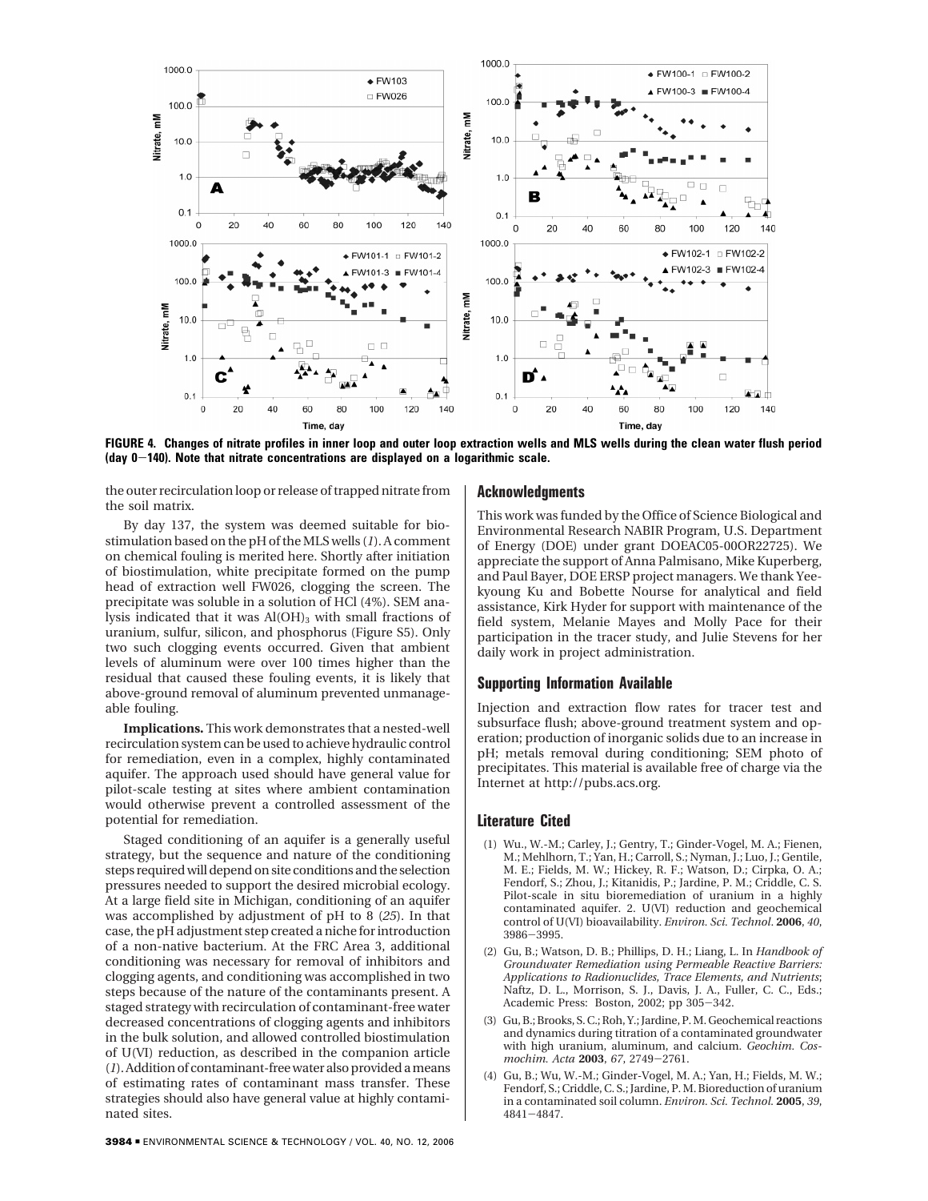FIGURE 4. Changes of nitrate profiles in inner loop and outer loop extraction wells and MLS wells during the clean water flush period (day 0–140). Note that nitrate concentrations are displayed on a logarithmic scale.

the outer recirculation loop or release of trapped nitrate from the soil matrix.

By day 137, the system was deemed suitable for biostimulation based on the pH of the MLS wells (*1*). A comment on chemical fouling is merited here. Shortly after initiation of biostimulation, white precipitate formed on the pump head of extraction well FW026, clogging the screen. The precipitate was soluble in a solution of HCl (4%). SEM analysis indicated that it was $Al(OH)_3$ with small fractions of uranium, sulfur, silicon, and phosphorus (Figure S5). Only two such clogging events occurred. Given that ambient levels of aluminum were over 100 times higher than the residual that caused these fouling events, it is likely that above-ground removal of aluminum prevented unmanageable fouling.

**Implications.** This work demonstrates that a nested-well recirculation system can be used to achieve hydraulic control for remediation, even in a complex, highly contaminated aquifer. The approach used should have general value for pilot-scale testing at sites where ambient contamination would otherwise prevent a controlled assessment of the potential for remediation.

Staged conditioning of an aquifer is a generally useful strategy, but the sequence and nature of the conditioning steps required will depend on site conditions and the selection pressures needed to support the desired microbial ecology. At a large field site in Michigan, conditioning of an aquifer was accomplished by adjustment of pH to 8 (*25*). In that case, the pH adjustment step created a niche for introduction of a non-native bacterium. At the FRC Area 3, additional conditioning was necessary for removal of inhibitors and clogging agents, and conditioning was accomplished in two steps because of the nature of the contaminants present. A staged strategy with recirculation of contaminant-free water decreased concentrations of clogging agents and inhibitors in the bulk solution, and allowed controlled biostimulation of U(VI) reduction, as described in the companion article (*1*). Addition of contaminant-free water also provided a means of estimating rates of contaminant mass transfer. These strategies should also have general value at highly contaminated sites.

## Acknowledgments

This work was funded by the Office of Science Biological and Environmental Research NABIR Program, U.S. Department of Energy (DOE) under grant DOEAC05-00OR22725). We appreciate the support of Anna Palmisano, Mike Kuperberg, and Paul Bayer, DOE ERSP project managers. We thank Yee-kyoung Ku and Bobette Nourse for analytical and field assistance, Kirk Hyder for support with maintenance of the field system, Melanie Mayes and Molly Pace for their participation in the tracer study, and Julie Stevens for her daily work in project administration.

## Supporting Information Available

Injection and extraction flow rates for tracer test and subsurface flush; above-ground treatment system and operation; production of inorganic solids due to an increase in pH; metals removal during conditioning; SEM photo of precipitates. This material is available free of charge via the Internet at http://pubs.acs.org.

## Literature Cited

(1) Wu., W.-M.; Carley, J.; Gentry, T.; Ginder-Vogel, M. A.; Fienen, M.; Mehlhorn, T.; Yan, H.; Carroll, S.; Nyman, J.; Luo, J.; Gentile, M. E.; Fields, M. W.; Hickey, R. F.; Watson, D.; Cirpka, O. A.; Fendorf, S.; Zhou, J.; Kitanidis, P.; Jardine, P. M.; Criddle, C. S. Pilot-scale in situ bioremediation of uranium in a highly contaminated aquifer. 2. U(VI) reduction and geochemical control of U(VI) bioavailability. *Environ. Sci. Technol.* **2006**, *40*, 3986–3995.

(2) Gu, B.; Watson, D. B.; Phillips, D. H.; Liang, L. In *Handbook of Groundwater Remediation using Permeable Reactive Barriers: Applications to Radionuclides, Trace Elements, and Nutrients*; Naftz, D. L., Morrison, S. J., Davis, J. A., Fuller, C. C., Eds.; Academic Press: Boston, 2002; pp 305–342.

(3) Gu, B.; Brooks, S. C.; Roh, Y.; Jardine, P. M. Geochemical reactions and dynamics during titration of a contaminated groundwater with high uranium, aluminum, and calcium. *Geochim. Cosmochim. Acta* **2003**, *67*, 2749–2761.

(4) Gu, B.; Wu, W.-M.; Ginder-Vogel, M. A.; Yan, H.; Fields, M. W.; Fendorf, S.; Criddle, C. S.; Jardine, P. M. Bioreduction of uranium in a contaminated soil column. *Environ. Sci. Technol.* **2005**, *39*, 4841–4847.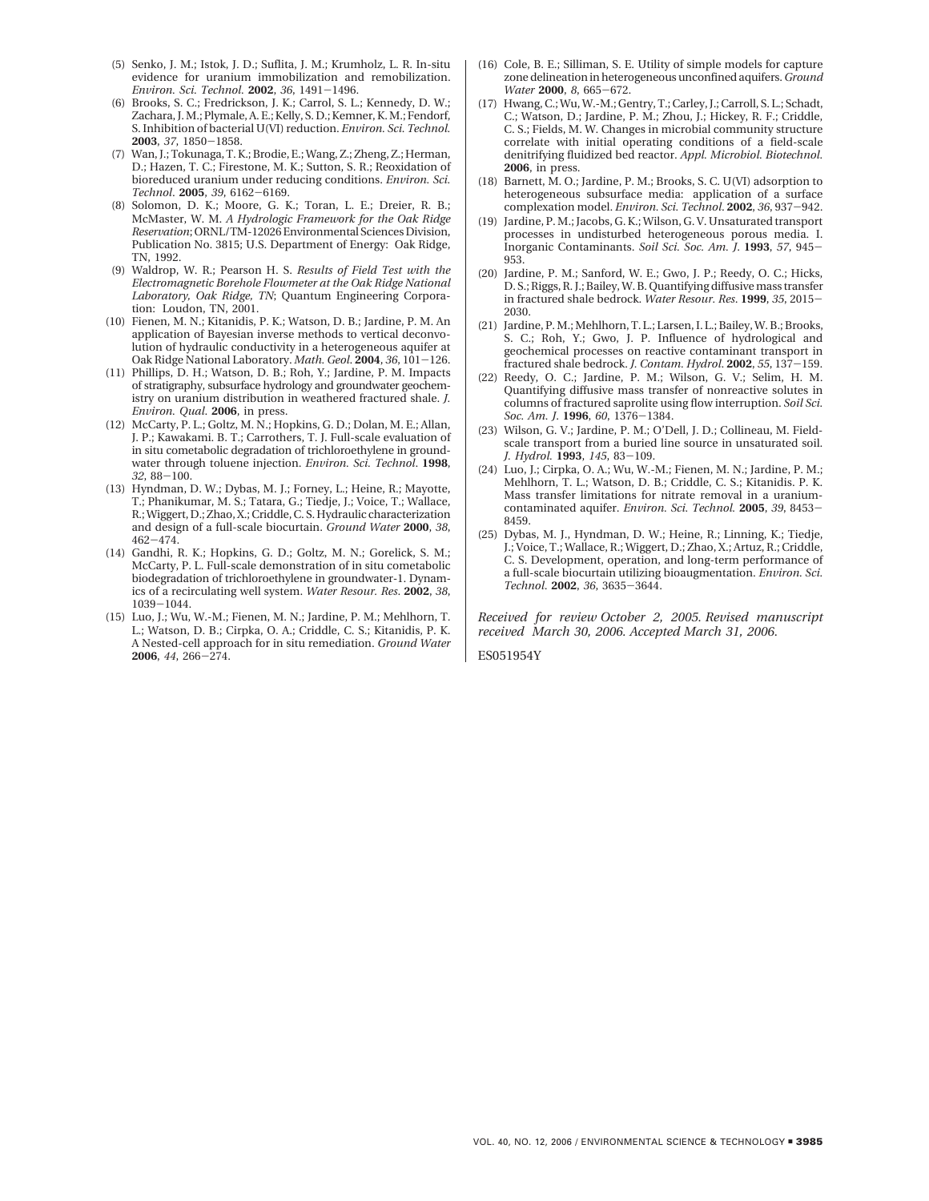(5) Senko, J. M.; Istok, J. D.; Suflita, J. M.; Krumholz, L. R. In-situ evidence for uranium immobilization and remobilization. *Environ. Sci. Technol.* **2002**, *36*, 1491−1496.

(6) Brooks, S. C.; Fredrickson, J. K.; Carrol, S. L.; Kennedy, D. W.; Zachara, J. M.; Plymale, A. E.; Kelly, S. D.; Kemner, K. M.; Fendorf, S. Inhibition of bacterial U(VI) reduction. *Environ. Sci. Technol.* **2003**, *37*, 1850−1858.

(7) Wan, J.; Tokunaga, T. K.; Brodie, E.; Wang, Z.; Zheng, Z.; Herman, D.; Hazen, T. C.; Firestone, M. K.; Sutton, S. R.; Reoxidation of bioreduced uranium under reducing conditions. *Environ. Sci. Technol.* **2005**, *39*, 6162−6169.

(8) Solomon, D. K.; Moore, G. K.; Toran, L. E.; Dreier, R. B.; McMaster, W. M. *A Hydrologic Framework for the Oak Ridge Reservation*; ORNL/TM-12026 Environmental Sciences Division, Publication No. 3815; U.S. Department of Energy: Oak Ridge, TN, 1992.

(9) Waldrop, W. R.; Pearson H. S. *Results of Field Test with the Electromagnetic Borehole Flowmeter at the Oak Ridge National Laboratory, Oak Ridge, TN*; Quantum Engineering Corporation: Loudon, TN, 2001.

(10) Fienen, M. N.; Kitanidis, P. K.; Watson, D. B.; Jardine, P. M. An application of Bayesian inverse methods to vertical deconvolution of hydraulic conductivity in a heterogeneous aquifer at Oak Ridge National Laboratory. *Math. Geol.* **2004**, *36*, 101−126.

(11) Phillips, D. H.; Watson, D. B.; Roh, Y.; Jardine, P. M. Impacts of stratigraphy, subsurface hydrology and groundwater geochemistry on uranium distribution in weathered fractured shale. *J. Environ. Qual.* **2006**, in press.

(12) McCarty, P. L.; Goltz, M. N.; Hopkins, G. D.; Dolan, M. E.; Allan, J. P.; Kawakami. B. T.; Carrothers, T. J. Full-scale evaluation of in situ cometabolic degradation of trichloroethylene in groundwater through toluene injection. *Environ. Sci. Technol.* **1998**, *32*, 88−100.

(13) Hyndman, D. W.; Dybas, M. J.; Forney, L.; Heine, R.; Mayotte, T.; Phanikumar, M. S.; Tatara, G.; Tiedje, J.; Voice, T.; Wallace, R.; Wiggert, D.; Zhao, X.; Criddle, C. S. Hydraulic characterization and design of a full-scale biocurtain. *Ground Water* **2000**, *38*, 462−474.

(14) Gandhi, R. K.; Hopkins, G. D.; Goltz, M. N.; Gorelick, S. M.; McCarty, P. L. Full-scale demonstration of in situ cometabolic biodegradation of trichloroethylene in groundwater-1. Dynamics of a recirculating well system. *Water Resour. Res.* **2002**, *38*, 1039−1044.

(15) Luo, J.; Wu, W.-M.; Fienen, M. N.; Jardine, P. M.; Mehlhorn, T. L.; Watson, D. B.; Cirpka, O. A.; Criddle, C. S.; Kitanidis, P. K. A Nested-cell approach for in situ remediation. *Ground Water* **2006**, *44*, 266−274.

(16) Cole, B. E.; Silliman, S. E. Utility of simple models for capture zone delineation in heterogeneous unconfined aquifers. *Ground Water* **2000**, *8*, 665−672.

(17) Hwang, C.; Wu, W.-M.; Gentry, T.; Carley, J.; Carroll, S. L.; Schadt, C.; Watson, D.; Jardine, P. M.; Zhou, J.; Hickey, R. F.; Criddle, C. S.; Fields, M. W. Changes in microbial community structure correlate with initial operating conditions of a field-scale denitrifying fluidized bed reactor. *Appl. Microbiol. Biotechnol.* **2006**, in press.

(18) Barnett, M. O.; Jardine, P. M.; Brooks, S. C. U(VI) adsorption to heterogeneous subsurface media: application of a surface complexation model. *Environ. Sci. Technol.* **2002**, *36*, 937−942.

(19) Jardine, P. M.; Jacobs, G. K.; Wilson, G. V. Unsaturated transport processes in undisturbed heterogeneous porous media. I. Inorganic Contaminants. *Soil Sci. Soc. Am. J.* **1993**, *57*, 945−953.

(20) Jardine, P. M.; Sanford, W. E.; Gwo, J. P.; Reedy, O. C.; Hicks, D. S.; Riggs, R. J.; Bailey, W. B. Quantifying diffusive mass transfer in fractured shale bedrock. *Water Resour. Res.* **1999**, *35*, 2015−2030.

(21) Jardine, P. M.; Mehlhorn, T. L.; Larsen, I. L.; Bailey, W. B.; Brooks, S. C.; Roh, Y.; Gwo, J. P. Influence of hydrological and geochemical processes on reactive contaminant transport in fractured shale bedrock. *J. Contam. Hydrol.* **2002**, *55*, 137−159.

(22) Reedy, O. C.; Jardine, P. M.; Wilson, G. V.; Selim, H. M. Quantifying diffusive mass transfer of nonreactive solutes in columns of fractured saprolite using flow interruption. *Soil Sci. Soc. Am. J.* **1996**, *60*, 1376−1384.

(23) Wilson, G. V.; Jardine, P. M.; O'Dell, J. D.; Collineau, M. Field-scale transport from a buried line source in unsaturated soil. *J. Hydrol.* **1993**, *145*, 83−109.

(24) Luo, J.; Cirpka, O. A.; Wu, W.-M.; Fienen, M. N.; Jardine, P. M.; Mehlhorn, T. L.; Watson, D. B.; Criddle, C. S.; Kitanidis. P. K. Mass transfer limitations for nitrate removal in a uranium-contaminated aquifer. *Environ. Sci. Technol.* **2005**, *39*, 8453−8459.

(25) Dybas, M. J., Hyndman, D. W.; Heine, R.; Linning, K.; Tiedje, J.; Voice, T.; Wallace, R.; Wiggert, D.; Zhao, X.; Artuz, R.; Criddle, C. S. Development, operation, and long-term performance of a full-scale biocurtain utilizing bioaugmentation. *Environ. Sci. Technol.* **2002**, *36*, 3635−3644.

*Received for review October 2, 2005. Revised manuscript received March 30, 2006. Accepted March 31, 2006.*

ES051954Y